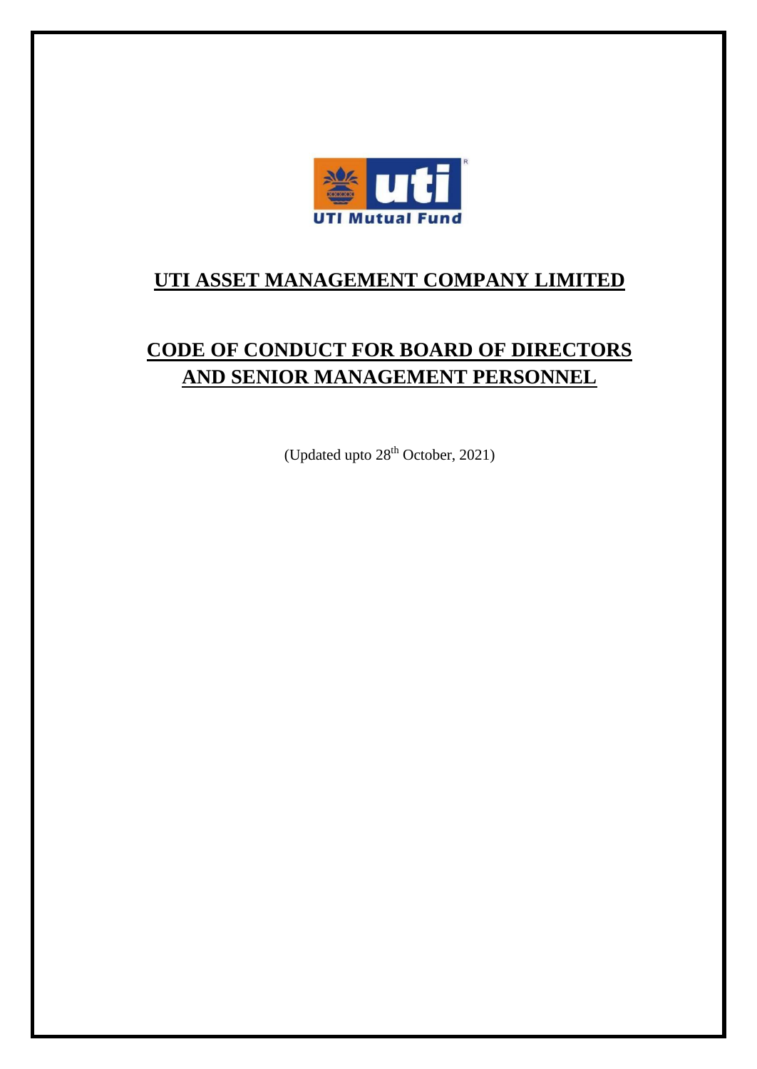UTI Mutual Fund

# UTI ASSET MANAGEMENT COMPANY LIMITED

# CODE OF CONDUCT FOR BOARD OF DIRECTORS AND SENIOR MANAGEMENT PERSONNEL

(Updated upto 28th October, 2021)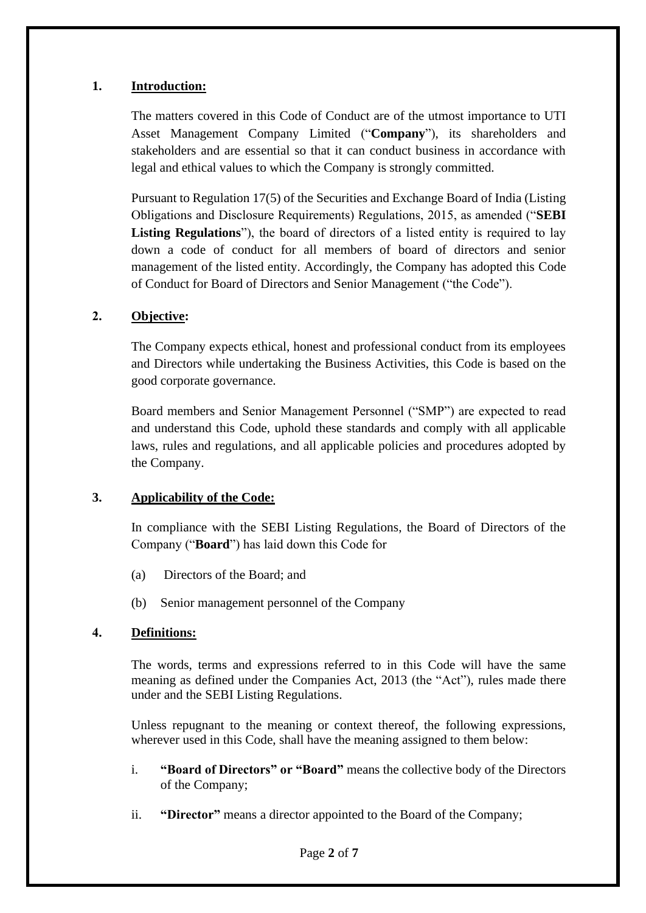## 1. Introduction:

The matters covered in this Code of Conduct are of the utmost importance to UTI Asset Management Company Limited ("**Company**"), its shareholders and stakeholders and are essential so that it can conduct business in accordance with legal and ethical values to which the Company is strongly committed.

Pursuant to Regulation 17(5) of the Securities and Exchange Board of India (Listing Obligations and Disclosure Requirements) Regulations, 2015, as amended ("**SEBI Listing Regulations**"), the board of directors of a listed entity is required to lay down a code of conduct for all members of board of directors and senior management of the listed entity. Accordingly, the Company has adopted this Code of Conduct for Board of Directors and Senior Management ("the Code").

## 2. Objective:

The Company expects ethical, honest and professional conduct from its employees and Directors while undertaking the Business Activities, this Code is based on the good corporate governance.

Board members and Senior Management Personnel ("SMP") are expected to read and understand this Code, uphold these standards and comply with all applicable laws, rules and regulations, and all applicable policies and procedures adopted by the Company.

## 3. Applicability of the Code:

In compliance with the SEBI Listing Regulations, the Board of Directors of the Company ("**Board**") has laid down this Code for

(a) Directors of the Board; and

(b) Senior management personnel of the Company

## 4. Definitions:

The words, terms and expressions referred to in this Code will have the same meaning as defined under the Companies Act, 2013 (the "Act"), rules made there under and the SEBI Listing Regulations.

Unless repugnant to the meaning or context thereof, the following expressions, wherever used in this Code, shall have the meaning assigned to them below:

i. **"Board of Directors" or "Board"** means the collective body of the Directors of the Company;

ii. **"Director"** means a director appointed to the Board of the Company;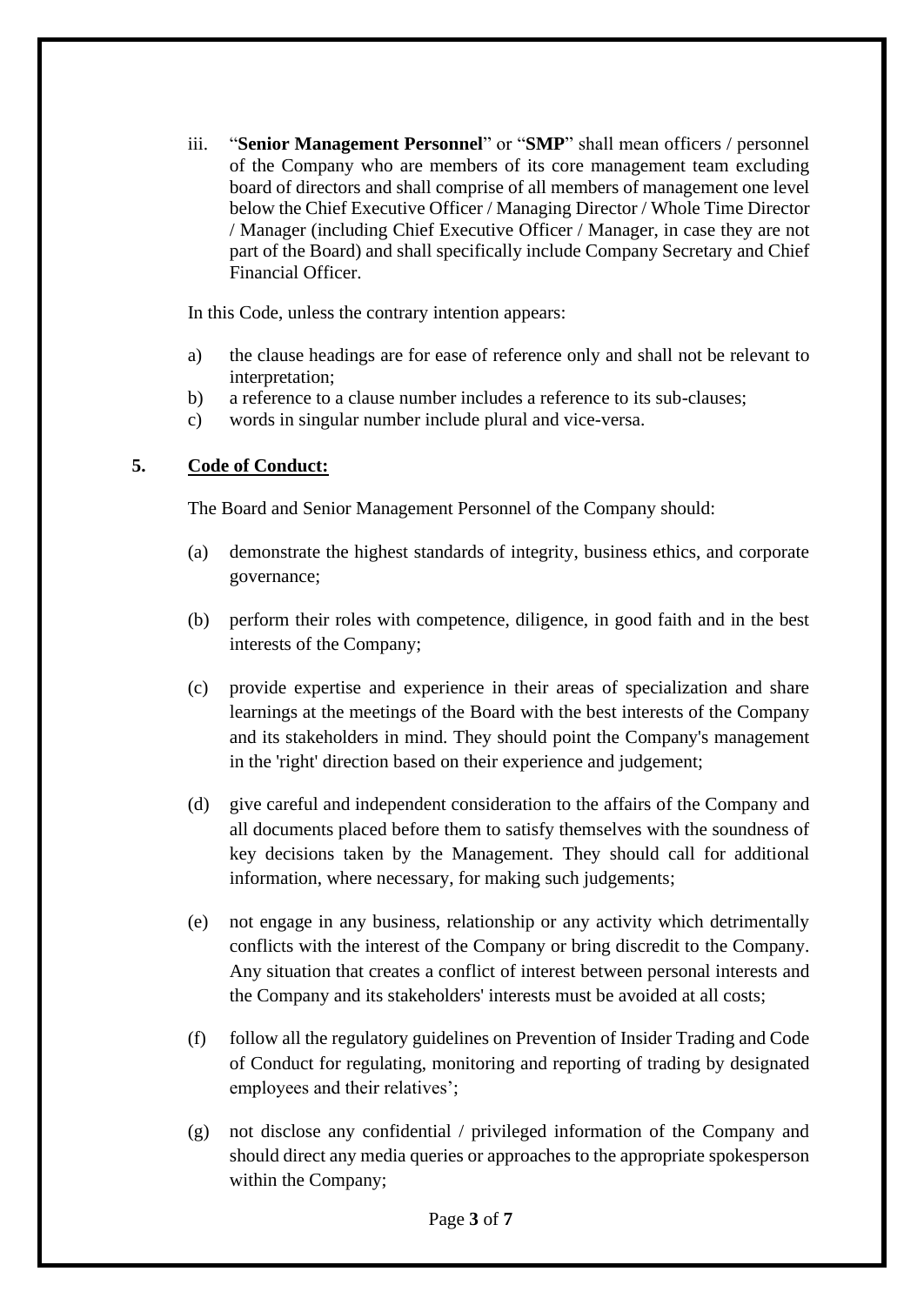iii. "**Senior Management Personnel**" or "**SMP**" shall mean officers / personnel of the Company who are members of its core management team excluding board of directors and shall comprise of all members of management one level below the Chief Executive Officer / Managing Director / Whole Time Director / Manager (including Chief Executive Officer / Manager, in case they are not part of the Board) and shall specifically include Company Secretary and Chief Financial Officer.

In this Code, unless the contrary intention appears:

a) the clause headings are for ease of reference only and shall not be relevant to interpretation;
b) a reference to a clause number includes a reference to its sub-clauses;
c) words in singular number include plural and vice-versa.

## 5. <u>Code of Conduct:</u>

The Board and Senior Management Personnel of the Company should:

(a) demonstrate the highest standards of integrity, business ethics, and corporate governance;

(b) perform their roles with competence, diligence, in good faith and in the best interests of the Company;

(c) provide expertise and experience in their areas of specialization and share learnings at the meetings of the Board with the best interests of the Company and its stakeholders in mind. They should point the Company's management in the 'right' direction based on their experience and judgement;

(d) give careful and independent consideration to the affairs of the Company and all documents placed before them to satisfy themselves with the soundness of key decisions taken by the Management. They should call for additional information, where necessary, for making such judgements;

(e) not engage in any business, relationship or any activity which detrimentally conflicts with the interest of the Company or bring discredit to the Company. Any situation that creates a conflict of interest between personal interests and the Company and its stakeholders' interests must be avoided at all costs;

(f) follow all the regulatory guidelines on Prevention of Insider Trading and Code of Conduct for regulating, monitoring and reporting of trading by designated employees and their relatives';

(g) not disclose any confidential / privileged information of the Company and should direct any media queries or approaches to the appropriate spokesperson within the Company;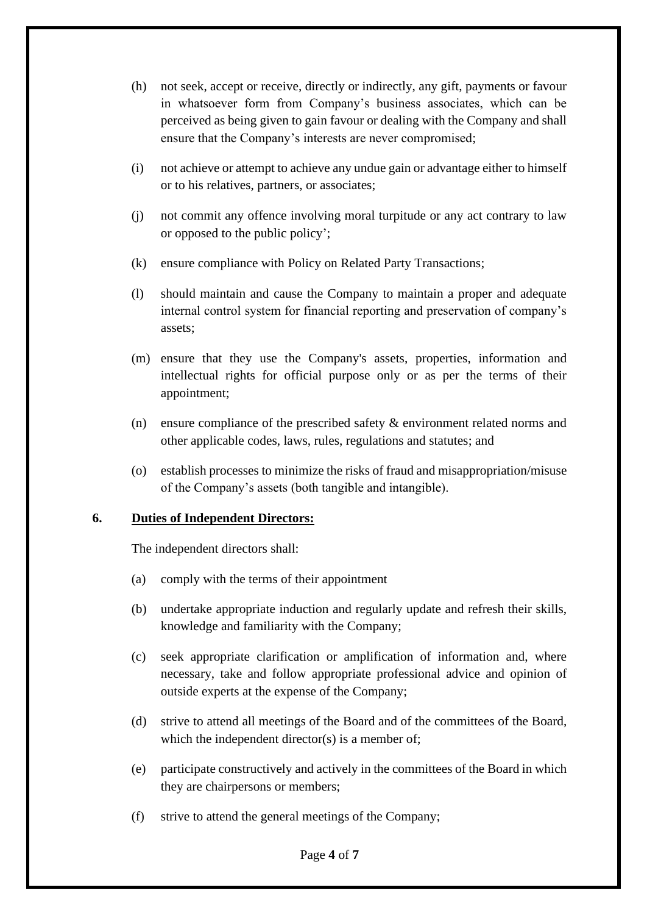(h) not seek, accept or receive, directly or indirectly, any gift, payments or favour in whatsoever form from Company's business associates, which can be perceived as being given to gain favour or dealing with the Company and shall ensure that the Company's interests are never compromised;

(i) not achieve or attempt to achieve any undue gain or advantage either to himself or to his relatives, partners, or associates;

(j) not commit any offence involving moral turpitude or any act contrary to law or opposed to the public policy';

(k) ensure compliance with Policy on Related Party Transactions;

(l) should maintain and cause the Company to maintain a proper and adequate internal control system for financial reporting and preservation of company's assets;

(m) ensure that they use the Company's assets, properties, information and intellectual rights for official purpose only or as per the terms of their appointment;

(n) ensure compliance of the prescribed safety & environment related norms and other applicable codes, laws, rules, regulations and statutes; and

(o) establish processes to minimize the risks of fraud and misappropriation/misuse of the Company's assets (both tangible and intangible).

## 6. Duties of Independent Directors:

The independent directors shall:

(a) comply with the terms of their appointment

(b) undertake appropriate induction and regularly update and refresh their skills, knowledge and familiarity with the Company;

(c) seek appropriate clarification or amplification of information and, where necessary, take and follow appropriate professional advice and opinion of outside experts at the expense of the Company;

(d) strive to attend all meetings of the Board and of the committees of the Board, which the independent director(s) is a member of;

(e) participate constructively and actively in the committees of the Board in which they are chairpersons or members;

(f) strive to attend the general meetings of the Company;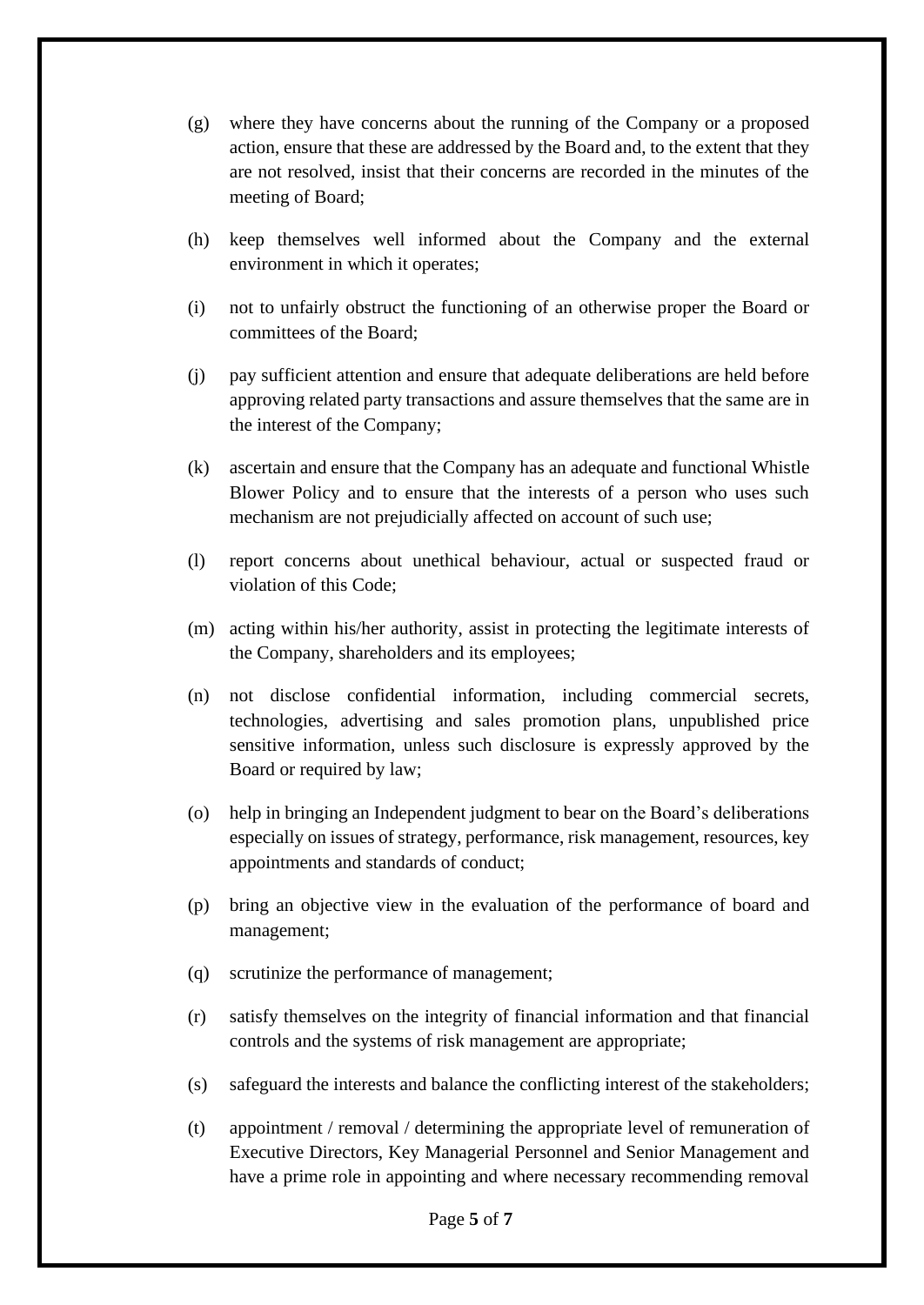(g) where they have concerns about the running of the Company or a proposed action, ensure that these are addressed by the Board and, to the extent that they are not resolved, insist that their concerns are recorded in the minutes of the meeting of Board;

(h) keep themselves well informed about the Company and the external environment in which it operates;

(i) not to unfairly obstruct the functioning of an otherwise proper the Board or committees of the Board;

(j) pay sufficient attention and ensure that adequate deliberations are held before approving related party transactions and assure themselves that the same are in the interest of the Company;

(k) ascertain and ensure that the Company has an adequate and functional Whistle Blower Policy and to ensure that the interests of a person who uses such mechanism are not prejudicially affected on account of such use;

(l) report concerns about unethical behaviour, actual or suspected fraud or violation of this Code;

(m) acting within his/her authority, assist in protecting the legitimate interests of the Company, shareholders and its employees;

(n) not disclose confidential information, including commercial secrets, technologies, advertising and sales promotion plans, unpublished price sensitive information, unless such disclosure is expressly approved by the Board or required by law;

(o) help in bringing an Independent judgment to bear on the Board's deliberations especially on issues of strategy, performance, risk management, resources, key appointments and standards of conduct;

(p) bring an objective view in the evaluation of the performance of board and management;

(q) scrutinize the performance of management;

(r) satisfy themselves on the integrity of financial information and that financial controls and the systems of risk management are appropriate;

(s) safeguard the interests and balance the conflicting interest of the stakeholders;

(t) appointment / removal / determining the appropriate level of remuneration of Executive Directors, Key Managerial Personnel and Senior Management and have a prime role in appointing and where necessary recommending removal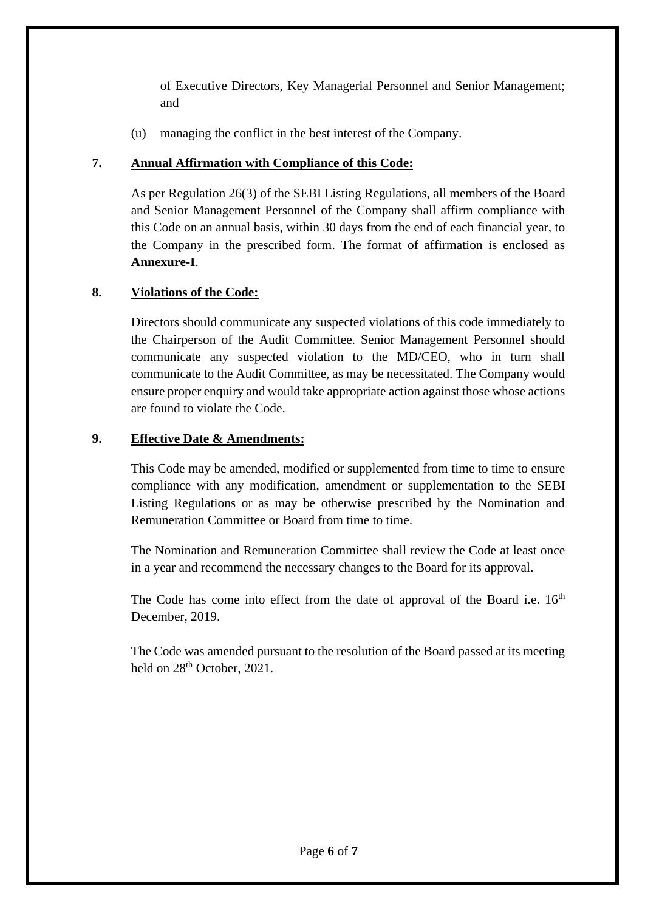of Executive Directors, Key Managerial Personnel and Senior Management; and

(u) managing the conflict in the best interest of the Company.

## 7. Annual Affirmation with Compliance of this Code:

As per Regulation 26(3) of the SEBI Listing Regulations, all members of the Board and Senior Management Personnel of the Company shall affirm compliance with this Code on an annual basis, within 30 days from the end of each financial year, to the Company in the prescribed form. The format of affirmation is enclosed as **Annexure-I**.

## 8. Violations of the Code:

Directors should communicate any suspected violations of this code immediately to the Chairperson of the Audit Committee. Senior Management Personnel should communicate any suspected violation to the MD/CEO, who in turn shall communicate to the Audit Committee, as may be necessitated. The Company would ensure proper enquiry and would take appropriate action against those whose actions are found to violate the Code.

## 9. Effective Date & Amendments:

This Code may be amended, modified or supplemented from time to time to ensure compliance with any modification, amendment or supplementation to the SEBI Listing Regulations or as may be otherwise prescribed by the Nomination and Remuneration Committee or Board from time to time.

The Nomination and Remuneration Committee shall review the Code at least once in a year and recommend the necessary changes to the Board for its approval.

The Code has come into effect from the date of approval of the Board i.e. 16th December, 2019.

The Code was amended pursuant to the resolution of the Board passed at its meeting held on 28th October, 2021.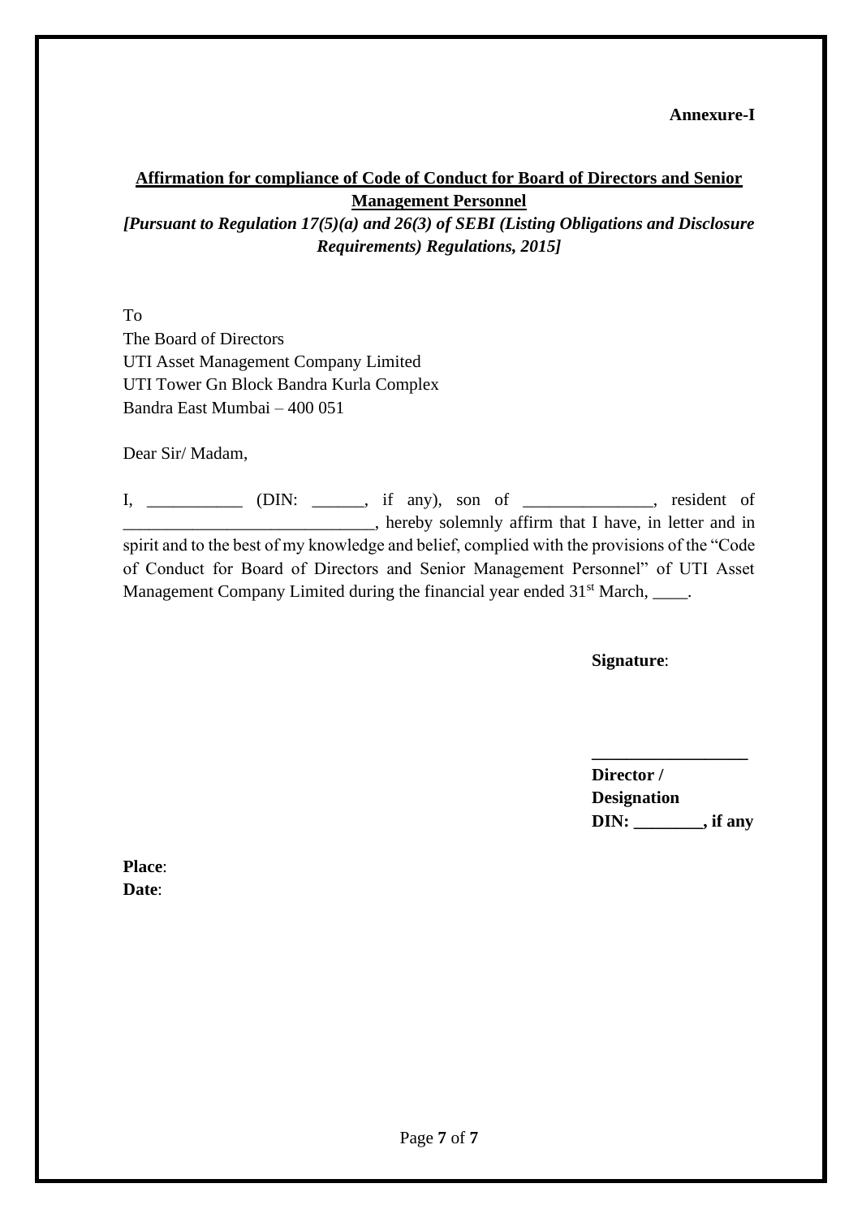**Annexure-I**

**Affirmation for compliance of Code of Conduct for Board of Directors and Senior Management Personnel**

***[Pursuant to Regulation 17(5)(a) and 26(3) of SEBI (Listing Obligations and Disclosure Requirements) Regulations, 2015]***

To
The Board of Directors
UTI Asset Management Company Limited
UTI Tower Gn Block Bandra Kurla Complex
Bandra East Mumbai – 400 051

Dear Sir/ Madam,

I, ___________ (DIN: ______, if any), son of _______________, resident of _____________________________, hereby solemnly affirm that I have, in letter and in spirit and to the best of my knowledge and belief, complied with the provisions of the "Code of Conduct for Board of Directors and Senior Management Personnel" of UTI Asset Management Company Limited during the financial year ended 31st March, ____.

**Signature**:

__________________
**Director /**
**Designation**
**DIN: ________, if any**

**Place**:
**Date**: